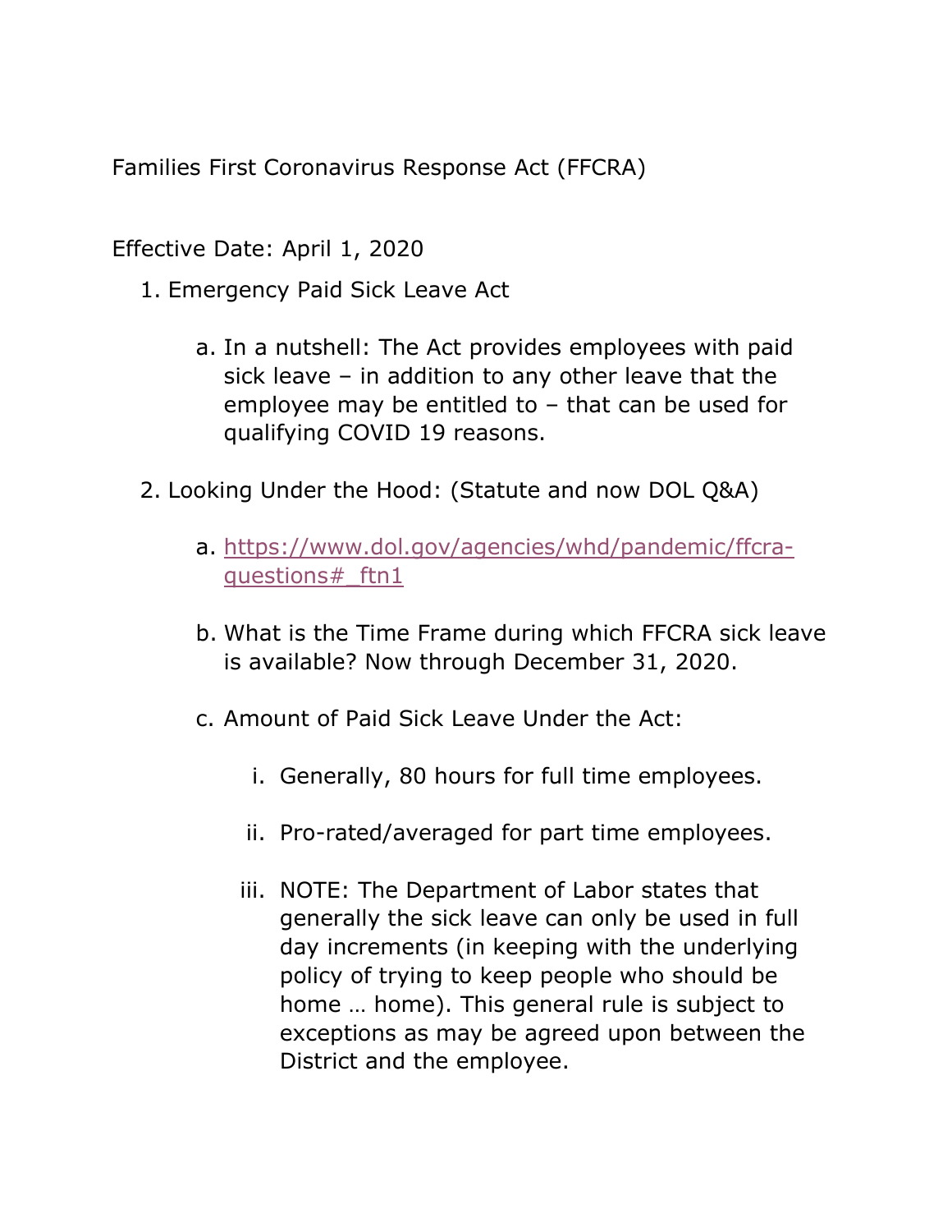Families First Coronavirus Response Act (FFCRA)

Effective Date: April 1, 2020

1. Emergency Paid Sick Leave Act

    a. In a nutshell: The Act provides employees with paid sick leave – in addition to any other leave that the employee may be entitled to – that can be used for qualifying COVID 19 reasons.

2. Looking Under the Hood: (Statute and now DOL Q&A)

    a. [https://www.dol.gov/agencies/whd/pandemic/ffcra-questions#_ftn1](https://www.dol.gov/agencies/whd/pandemic/ffcra-questions#_ftn1)

    b. What is the Time Frame during which FFCRA sick leave is available? Now through December 31, 2020.

    c. Amount of Paid Sick Leave Under the Act:

        i. Generally, 80 hours for full time employees.

        ii. Pro-rated/averaged for part time employees.

        iii. NOTE: The Department of Labor states that generally the sick leave can only be used in full day increments (in keeping with the underlying policy of trying to keep people who should be home … home). This general rule is subject to exceptions as may be agreed upon between the District and the employee.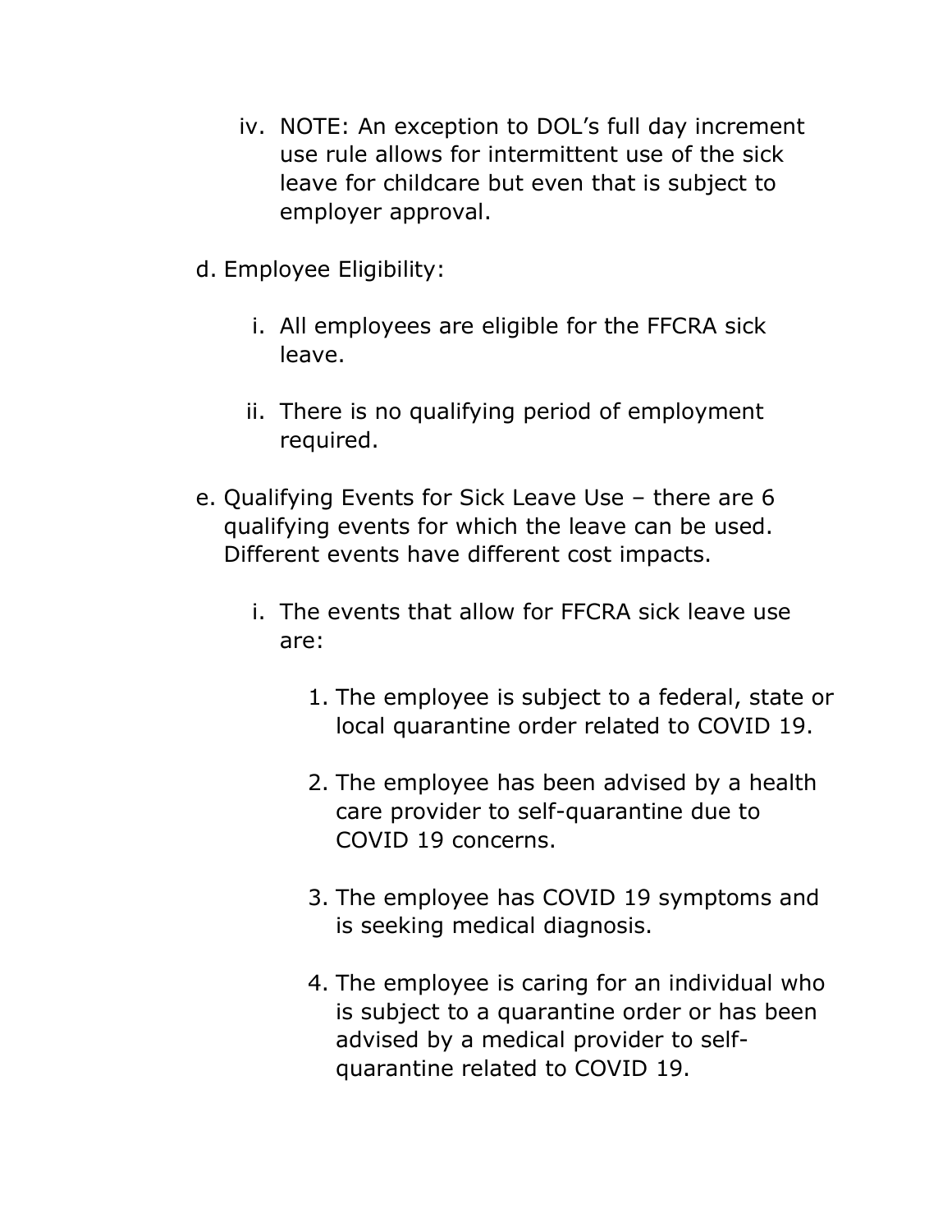iv. NOTE: An exception to DOL's full day increment use rule allows for intermittent use of the sick leave for childcare but even that is subject to employer approval.

d. Employee Eligibility:

   i. All employees are eligible for the FFCRA sick leave.

   ii. There is no qualifying period of employment required.

e. Qualifying Events for Sick Leave Use – there are 6 qualifying events for which the leave can be used. Different events have different cost impacts.

   i. The events that allow for FFCRA sick leave use are:

      1. The employee is subject to a federal, state or local quarantine order related to COVID 19.

      2. The employee has been advised by a health care provider to self-quarantine due to COVID 19 concerns.

      3. The employee has COVID 19 symptoms and is seeking medical diagnosis.

      4. The employee is caring for an individual who is subject to a quarantine order or has been advised by a medical provider to self-quarantine related to COVID 19.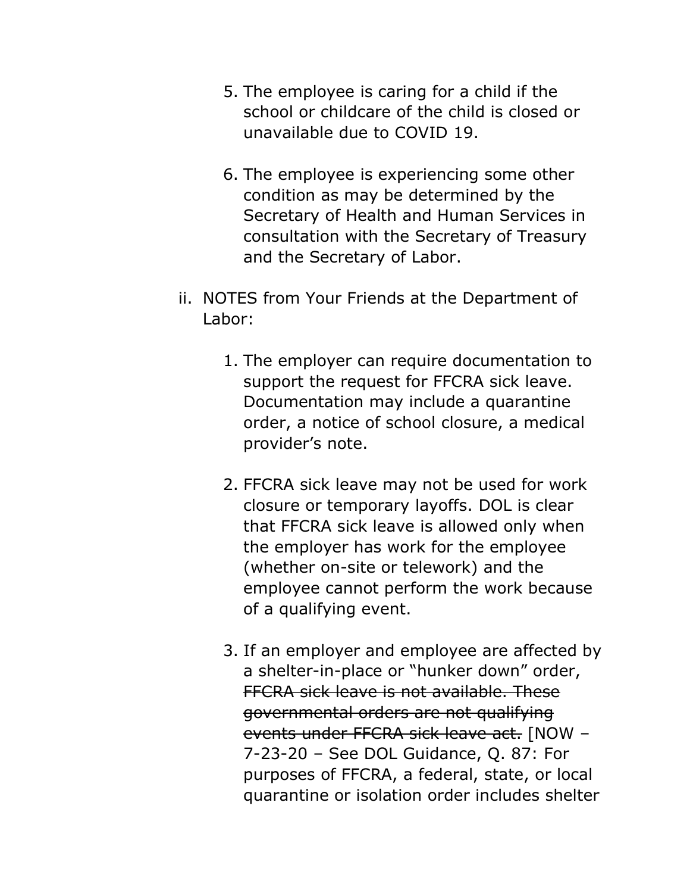5. The employee is caring for a child if the school or childcare of the child is closed or unavailable due to COVID 19.

6. The employee is experiencing some other condition as may be determined by the Secretary of Health and Human Services in consultation with the Secretary of Treasury and the Secretary of Labor.

ii. NOTES from Your Friends at the Department of Labor:

   1. The employer can require documentation to support the request for FFCRA sick leave. Documentation may include a quarantine order, a notice of school closure, a medical provider's note.

   2. FFCRA sick leave may not be used for work closure or temporary layoffs. DOL is clear that FFCRA sick leave is allowed only when the employer has work for the employee (whether on-site or telework) and the employee cannot perform the work because of a qualifying event.

   3. If an employer and employee are affected by a shelter-in-place or "hunker down" order, ~~FFCRA sick leave is not available. These governmental orders are not qualifying events under FFCRA sick leave act.~~ [NOW – 7-23-20 – See DOL Guidance, Q. 87: For purposes of FFCRA, a federal, state, or local quarantine or isolation order includes shelter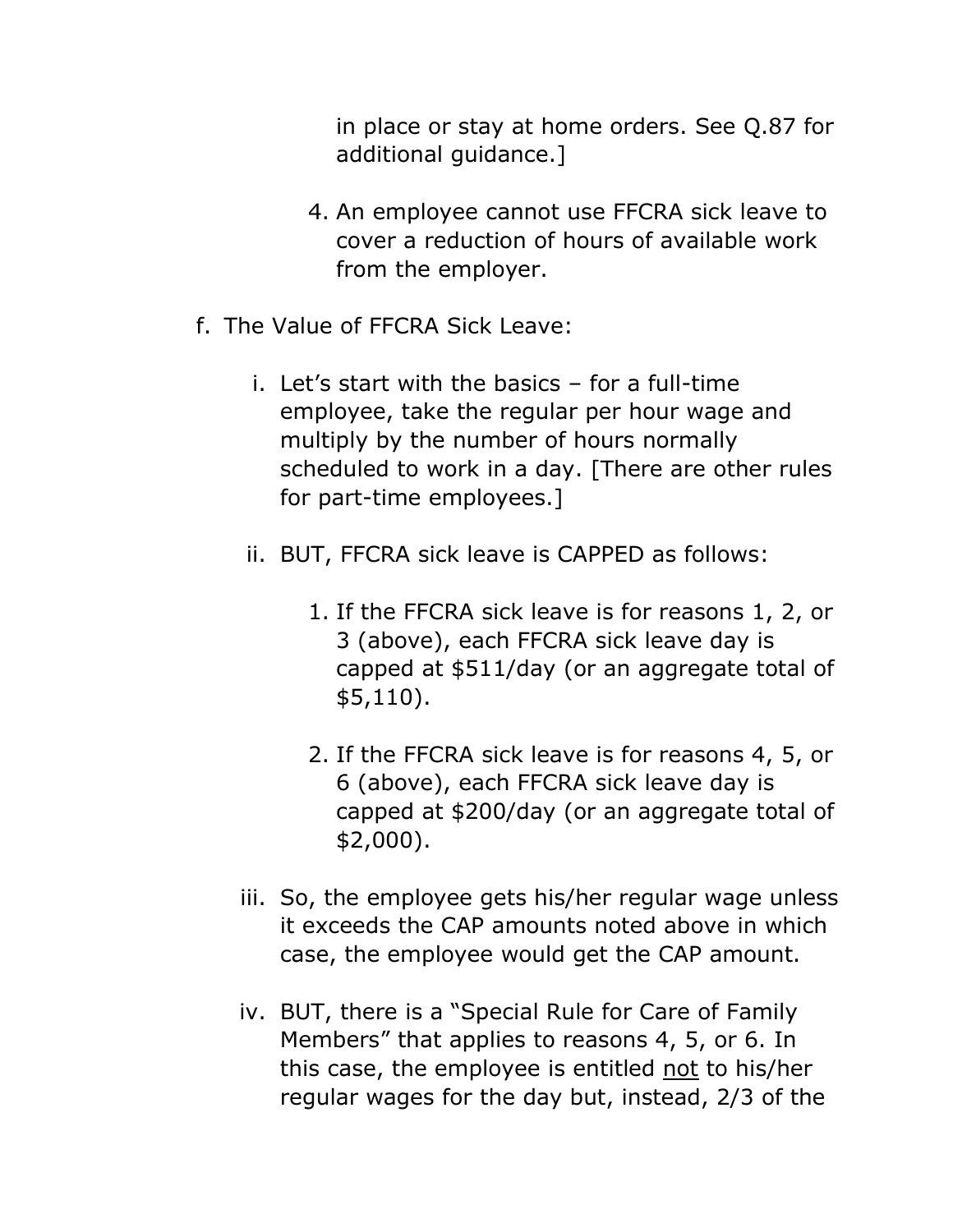in place or stay at home orders. See Q.87 for additional guidance.]

4. An employee cannot use FFCRA sick leave to cover a reduction of hours of available work from the employer.

f. The Value of FFCRA Sick Leave:

   i. Let's start with the basics – for a full-time employee, take the regular per hour wage and multiply by the number of hours normally scheduled to work in a day. [There are other rules for part-time employees.]

   ii. BUT, FFCRA sick leave is CAPPED as follows:

      1. If the FFCRA sick leave is for reasons 1, 2, or 3 (above), each FFCRA sick leave day is capped at $511/day (or an aggregate total of $5,110).

      2. If the FFCRA sick leave is for reasons 4, 5, or 6 (above), each FFCRA sick leave day is capped at $200/day (or an aggregate total of $2,000).

   iii. So, the employee gets his/her regular wage unless it exceeds the CAP amounts noted above in which case, the employee would get the CAP amount.

   iv. BUT, there is a "Special Rule for Care of Family Members" that applies to reasons 4, 5, or 6. In this case, the employee is entitled <u>not</u> to his/her regular wages for the day but, instead, 2/3 of the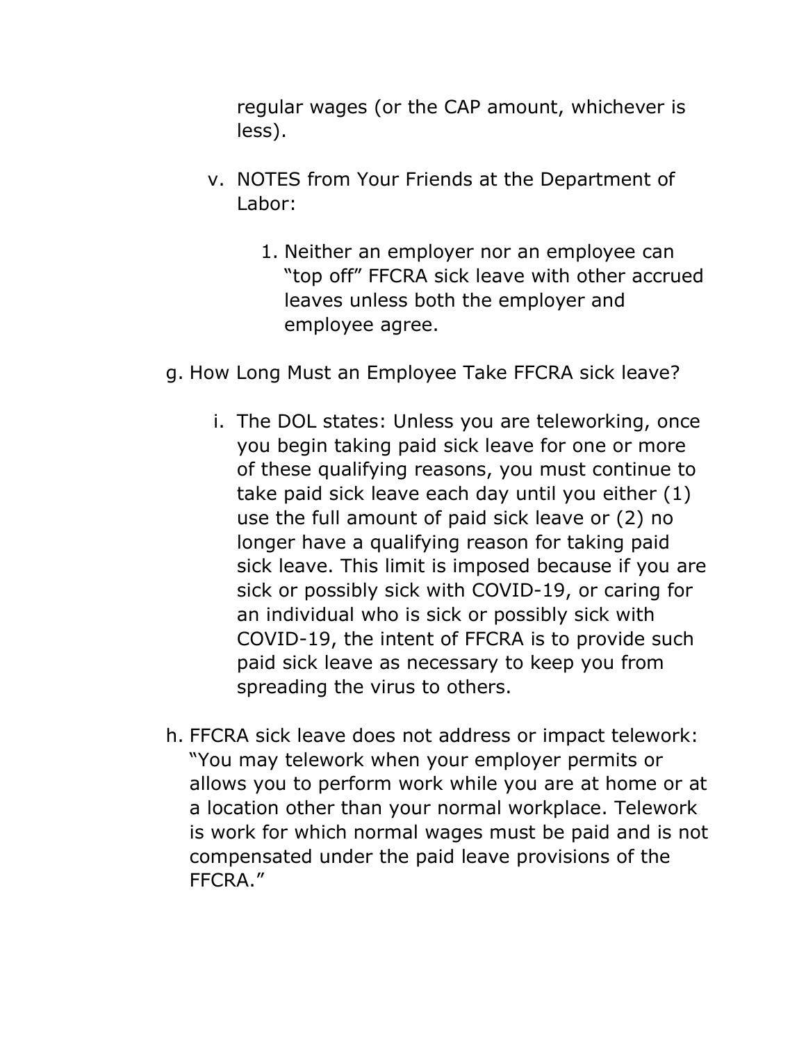regular wages (or the CAP amount, whichever is less).

v. NOTES from Your Friends at the Department of Labor:

   1. Neither an employer nor an employee can "top off" FFCRA sick leave with other accrued leaves unless both the employer and employee agree.

g. How Long Must an Employee Take FFCRA sick leave?

   i. The DOL states: Unless you are teleworking, once you begin taking paid sick leave for one or more of these qualifying reasons, you must continue to take paid sick leave each day until you either (1) use the full amount of paid sick leave or (2) no longer have a qualifying reason for taking paid sick leave. This limit is imposed because if you are sick or possibly sick with COVID-19, or caring for an individual who is sick or possibly sick with COVID-19, the intent of FFCRA is to provide such paid sick leave as necessary to keep you from spreading the virus to others.

h. FFCRA sick leave does not address or impact telework: "You may telework when your employer permits or allows you to perform work while you are at home or at a location other than your normal workplace. Telework is work for which normal wages must be paid and is not compensated under the paid leave provisions of the FFCRA."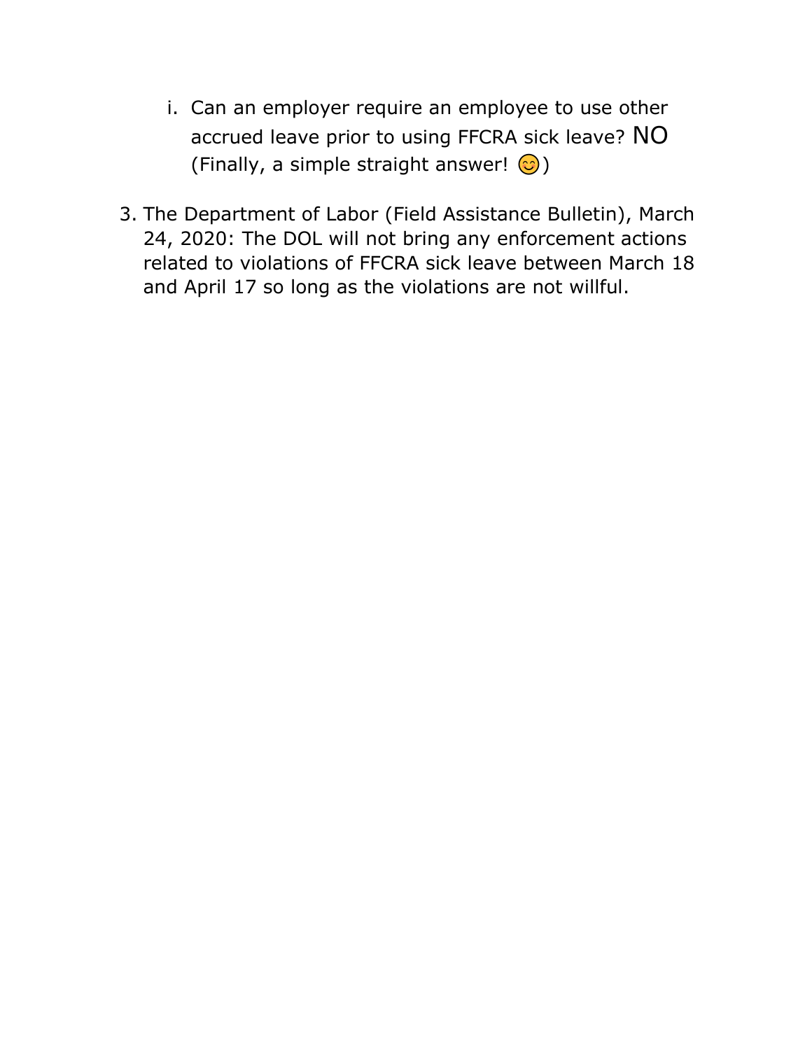i. Can an employer require an employee to use other accrued leave prior to using FFCRA sick leave? NO (Finally, a simple straight answer! 😊)

3. The Department of Labor (Field Assistance Bulletin), March 24, 2020: The DOL will not bring any enforcement actions related to violations of FFCRA sick leave between March 18 and April 17 so long as the violations are not willful.